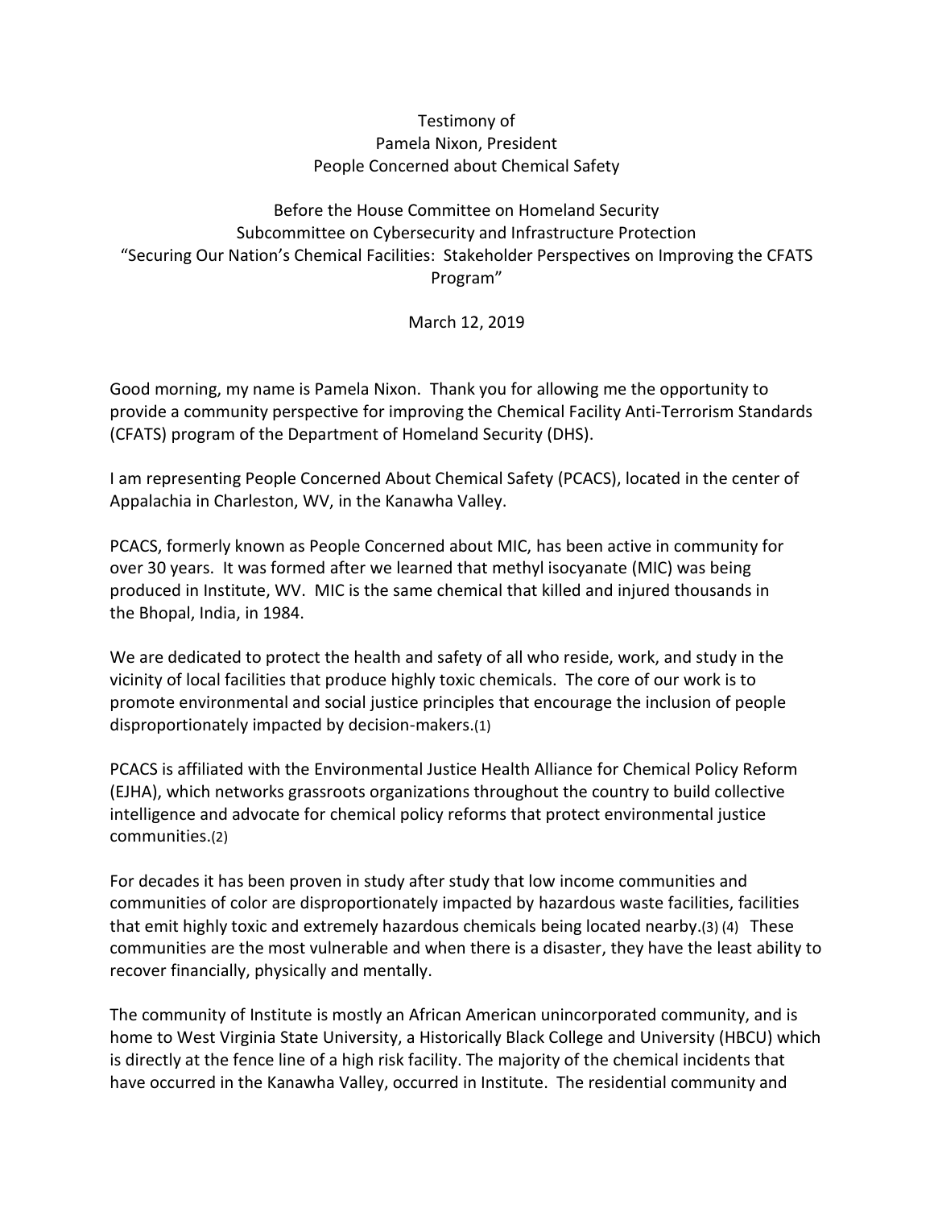Testimony of
Pamela Nixon, President
People Concerned about Chemical Safety

Before the House Committee on Homeland Security
Subcommittee on Cybersecurity and Infrastructure Protection
"Securing Our Nation's Chemical Facilities: Stakeholder Perspectives on Improving the CFATS Program"

March 12, 2019

Good morning, my name is Pamela Nixon. Thank you for allowing me the opportunity to provide a community perspective for improving the Chemical Facility Anti-Terrorism Standards (CFATS) program of the Department of Homeland Security (DHS).

I am representing People Concerned About Chemical Safety (PCACS), located in the center of Appalachia in Charleston, WV, in the Kanawha Valley.

PCACS, formerly known as People Concerned about MIC, has been active in community for over 30 years. It was formed after we learned that methyl isocyanate (MIC) was being produced in Institute, WV. MIC is the same chemical that killed and injured thousands in the Bhopal, India, in 1984.

We are dedicated to protect the health and safety of all who reside, work, and study in the vicinity of local facilities that produce highly toxic chemicals. The core of our work is to promote environmental and social justice principles that encourage the inclusion of people disproportionately impacted by decision-makers.(1)

PCACS is affiliated with the Environmental Justice Health Alliance for Chemical Policy Reform (EJHA), which networks grassroots organizations throughout the country to build collective intelligence and advocate for chemical policy reforms that protect environmental justice communities.(2)

For decades it has been proven in study after study that low income communities and communities of color are disproportionately impacted by hazardous waste facilities, facilities that emit highly toxic and extremely hazardous chemicals being located nearby.(3) (4) These communities are the most vulnerable and when there is a disaster, they have the least ability to recover financially, physically and mentally.

The community of Institute is mostly an African American unincorporated community, and is home to West Virginia State University, a Historically Black College and University (HBCU) which is directly at the fence line of a high risk facility. The majority of the chemical incidents that have occurred in the Kanawha Valley, occurred in Institute. The residential community and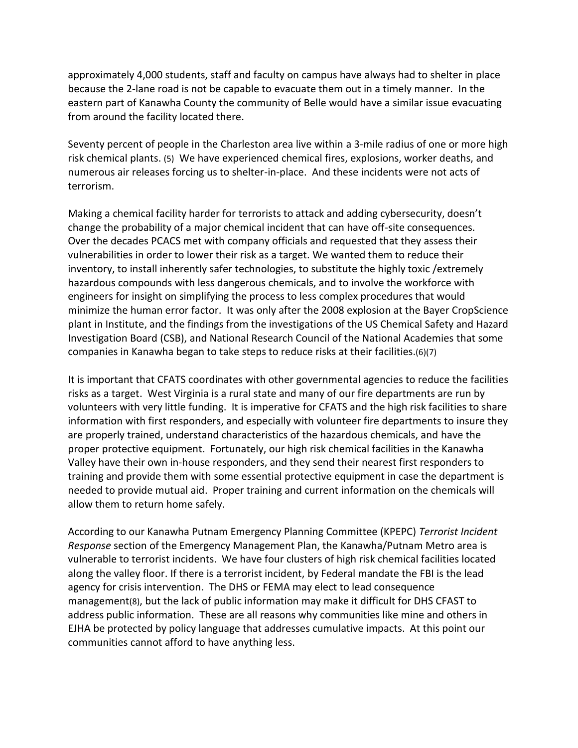approximately 4,000 students, staff and faculty on campus have always had to shelter in place because the 2-lane road is not be capable to evacuate them out in a timely manner. In the eastern part of Kanawha County the community of Belle would have a similar issue evacuating from around the facility located there.

Seventy percent of people in the Charleston area live within a 3-mile radius of one or more high risk chemical plants. (5) We have experienced chemical fires, explosions, worker deaths, and numerous air releases forcing us to shelter-in-place. And these incidents were not acts of terrorism.

Making a chemical facility harder for terrorists to attack and adding cybersecurity, doesn't change the probability of a major chemical incident that can have off-site consequences. Over the decades PCACS met with company officials and requested that they assess their vulnerabilities in order to lower their risk as a target. We wanted them to reduce their inventory, to install inherently safer technologies, to substitute the highly toxic /extremely hazardous compounds with less dangerous chemicals, and to involve the workforce with engineers for insight on simplifying the process to less complex procedures that would minimize the human error factor. It was only after the 2008 explosion at the Bayer CropScience plant in Institute, and the findings from the investigations of the US Chemical Safety and Hazard Investigation Board (CSB), and National Research Council of the National Academies that some companies in Kanawha began to take steps to reduce risks at their facilities.(6)(7)

It is important that CFATS coordinates with other governmental agencies to reduce the facilities risks as a target. West Virginia is a rural state and many of our fire departments are run by volunteers with very little funding. It is imperative for CFATS and the high risk facilities to share information with first responders, and especially with volunteer fire departments to insure they are properly trained, understand characteristics of the hazardous chemicals, and have the proper protective equipment. Fortunately, our high risk chemical facilities in the Kanawha Valley have their own in-house responders, and they send their nearest first responders to training and provide them with some essential protective equipment in case the department is needed to provide mutual aid. Proper training and current information on the chemicals will allow them to return home safely.

According to our Kanawha Putnam Emergency Planning Committee (KPEPC) *Terrorist Incident Response* section of the Emergency Management Plan, the Kanawha/Putnam Metro area is vulnerable to terrorist incidents. We have four clusters of high risk chemical facilities located along the valley floor. If there is a terrorist incident, by Federal mandate the FBI is the lead agency for crisis intervention. The DHS or FEMA may elect to lead consequence management(8), but the lack of public information may make it difficult for DHS CFAST to address public information. These are all reasons why communities like mine and others in EJHA be protected by policy language that addresses cumulative impacts. At this point our communities cannot afford to have anything less.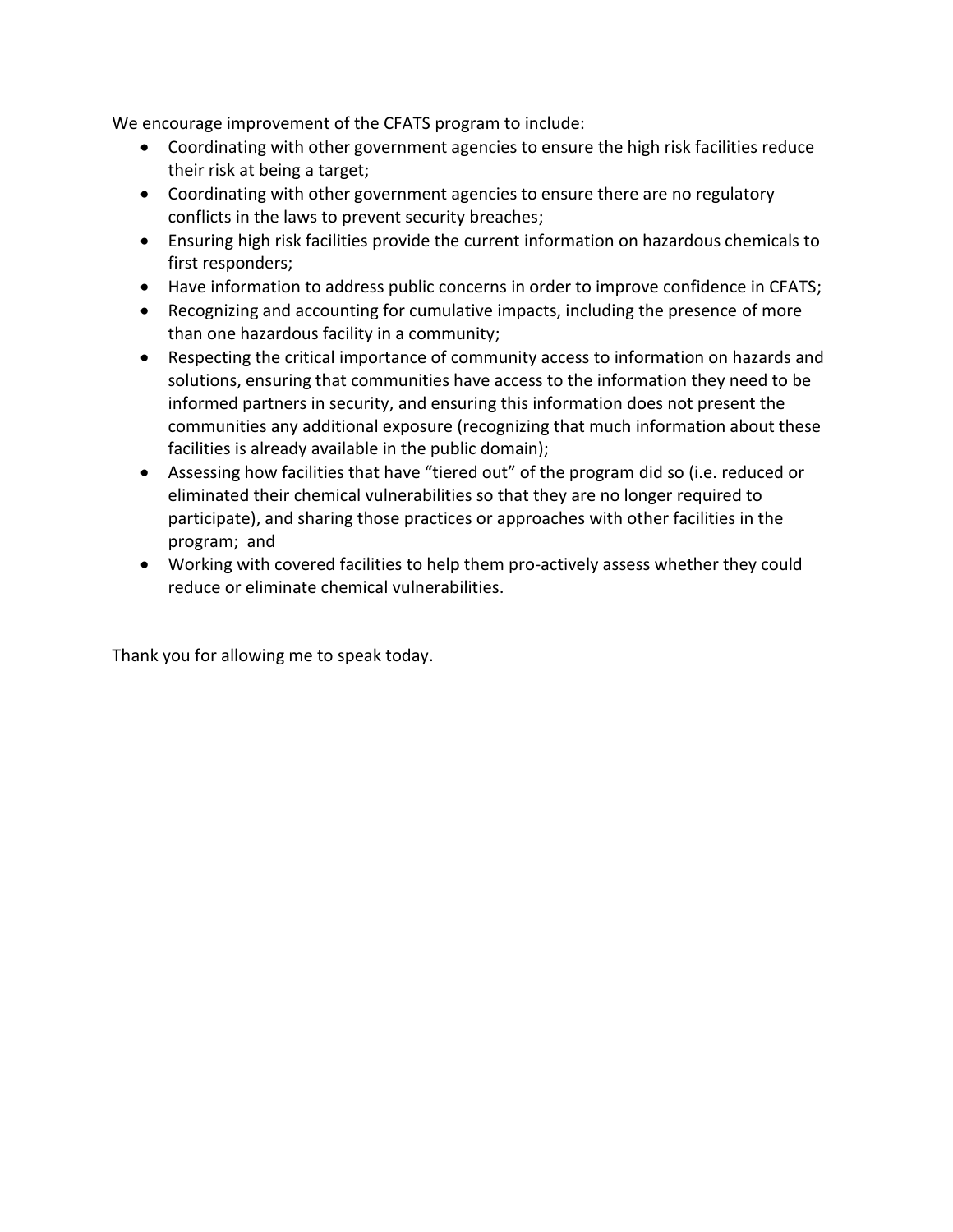We encourage improvement of the CFATS program to include:

- Coordinating with other government agencies to ensure the high risk facilities reduce their risk at being a target;
- Coordinating with other government agencies to ensure there are no regulatory conflicts in the laws to prevent security breaches;
- Ensuring high risk facilities provide the current information on hazardous chemicals to first responders;
- Have information to address public concerns in order to improve confidence in CFATS;
- Recognizing and accounting for cumulative impacts, including the presence of more than one hazardous facility in a community;
- Respecting the critical importance of community access to information on hazards and solutions, ensuring that communities have access to the information they need to be informed partners in security, and ensuring this information does not present the communities any additional exposure (recognizing that much information about these facilities is already available in the public domain);
- Assessing how facilities that have "tiered out" of the program did so (i.e. reduced or eliminated their chemical vulnerabilities so that they are no longer required to participate), and sharing those practices or approaches with other facilities in the program; and
- Working with covered facilities to help them pro-actively assess whether they could reduce or eliminate chemical vulnerabilities.

Thank you for allowing me to speak today.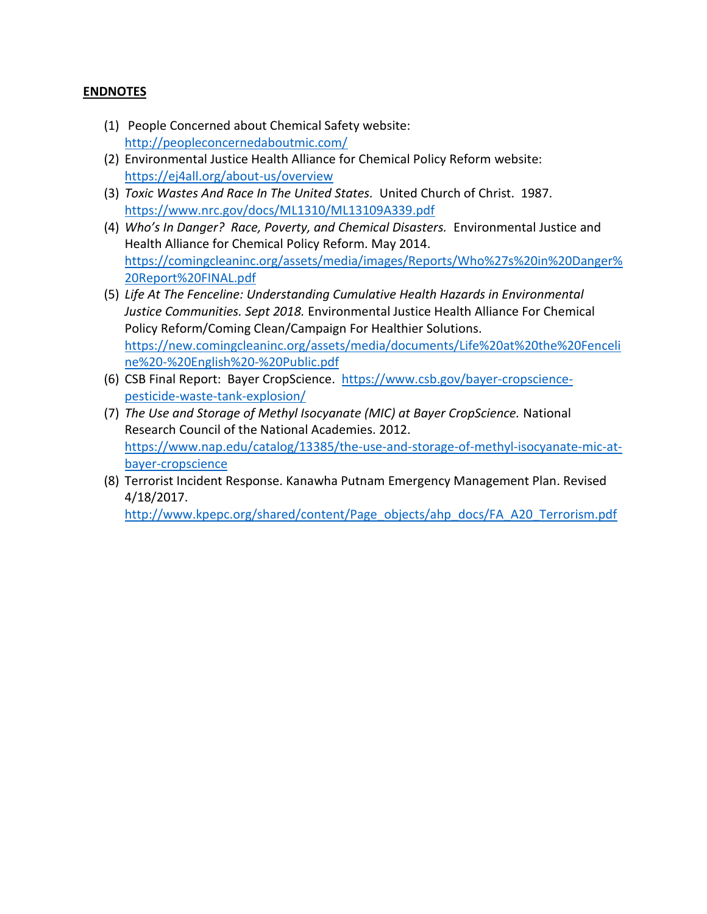**ENDNOTES**

(1) People Concerned about Chemical Safety website: http://peopleconcernedaboutmic.com/

(2) Environmental Justice Health Alliance for Chemical Policy Reform website: https://ej4all.org/about-us/overview

(3) *Toxic Wastes And Race In The United States.* United Church of Christ. 1987. https://www.nrc.gov/docs/ML1310/ML13109A339.pdf

(4) *Who's In Danger? Race, Poverty, and Chemical Disasters.* Environmental Justice and Health Alliance for Chemical Policy Reform. May 2014. https://comingcleaninc.org/assets/media/images/Reports/Who%27s%20in%20Danger%20Report%20FINAL.pdf

(5) *Life At The Fenceline: Understanding Cumulative Health Hazards in Environmental Justice Communities. Sept 2018.* Environmental Justice Health Alliance For Chemical Policy Reform/Coming Clean/Campaign For Healthier Solutions. https://new.comingcleaninc.org/assets/media/documents/Life%20at%20the%20Fenceline%20-%20English%20-%20Public.pdf

(6) CSB Final Report: Bayer CropScience. https://www.csb.gov/bayer-cropscience-pesticide-waste-tank-explosion/

(7) *The Use and Storage of Methyl Isocyanate (MIC) at Bayer CropScience.* National Research Council of the National Academies. 2012. https://www.nap.edu/catalog/13385/the-use-and-storage-of-methyl-isocyanate-mic-at-bayer-cropscience

(8) Terrorist Incident Response. Kanawha Putnam Emergency Management Plan. Revised 4/18/2017. http://www.kpepc.org/shared/content/Page_objects/ahp_docs/FA_A20_Terrorism.pdf